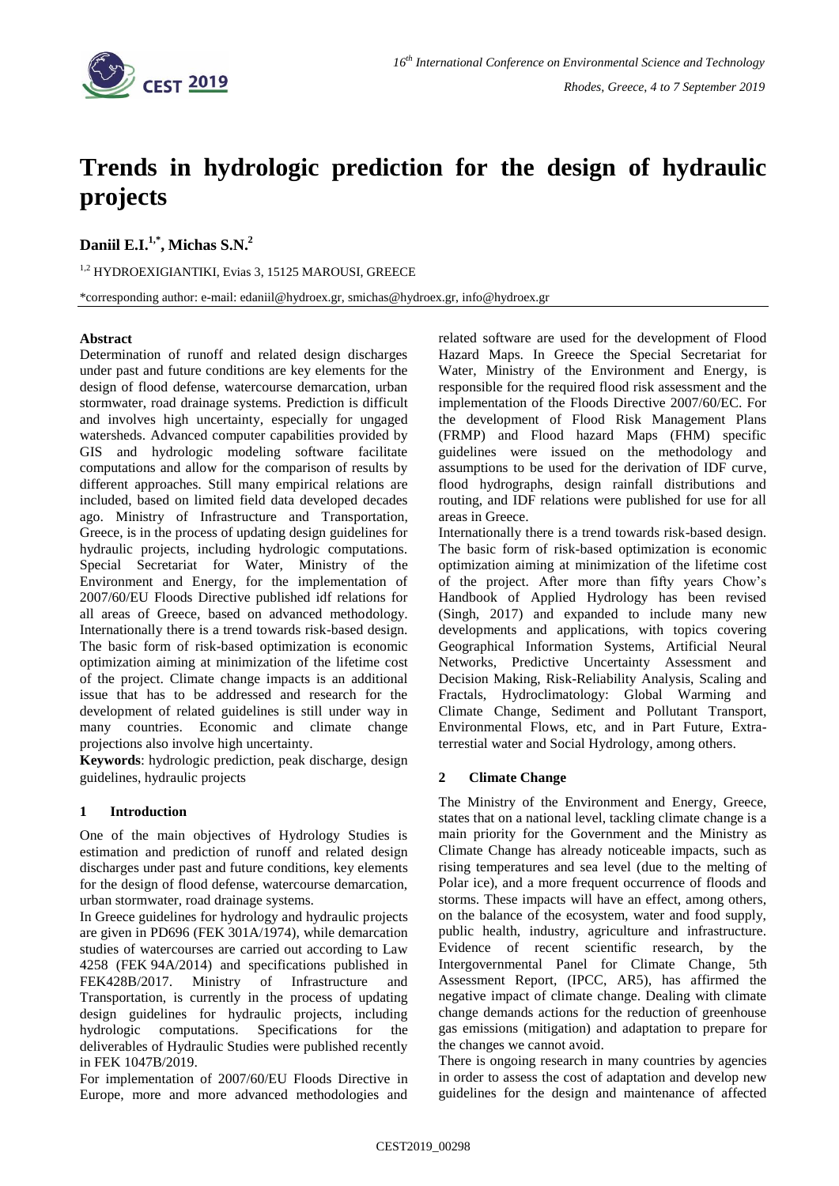# Trends in hydrologic prediction for the design of hydraulic projects

**Daniil E.I.[1,*], Michas S.N.[2]**

[1,2] HYDROEXIGIANTIKI, Evias 3, 15125 MAROUSI, GREECE

*corresponding author: e-mail: edaniil@hydroex.gr, smichas@hydroex.gr, info@hydroex.gr

### Abstract

Determination of runoff and related design discharges under past and future conditions are key elements for the design of flood defense, watercourse demarcation, urban stormwater, road drainage systems. Prediction is difficult and involves high uncertainty, especially for ungaged watersheds. Advanced computer capabilities provided by GIS and hydrologic modeling software facilitate computations and allow for the comparison of results by different approaches. Still many empirical relations are included, based on limited field data developed decades ago. Ministry of Infrastructure and Transportation, Greece, is in the process of updating design guidelines for hydraulic projects, including hydrologic computations. Special Secretariat for Water, Ministry of the Environment and Energy, for the implementation of 2007/60/EU Floods Directive published idf relations for all areas of Greece, based on advanced methodology. Internationally there is a trend towards risk-based design. The basic form of risk-based optimization is economic optimization aiming at minimization of the lifetime cost of the project. Climate change impacts is an additional issue that has to be addressed and research for the development of related guidelines is still under way in many countries. Economic and climate change projections also involve high uncertainty.

**Keywords**: hydrologic prediction, peak discharge, design guidelines, hydraulic projects

## 1 Introduction

One of the main objectives of Hydrology Studies is estimation and prediction of runoff and related design discharges under past and future conditions, key elements for the design of flood defense, watercourse demarcation, urban stormwater, road drainage systems.

In Greece guidelines for hydrology and hydraulic projects are given in PD696 (FEK 301A/1974), while demarcation studies of watercourses are carried out according to Law 4258 (FEK 94A/2014) and specifications published in FEK428B/2017. Ministry of Infrastructure and Transportation, is currently in the process of updating design guidelines for hydraulic projects, including hydrologic computations. Specifications for the deliverables of Hydraulic Studies were published recently in FEK 1047B/2019.

For implementation of 2007/60/EU Floods Directive in Europe, more and more advanced methodologies and related software are used for the development of Flood Hazard Maps. In Greece the Special Secretariat for Water, Ministry of the Environment and Energy, is responsible for the required flood risk assessment and the implementation of the Floods Directive 2007/60/EC. For the development of Flood Risk Management Plans (FRMP) and Flood hazard Maps (FHM) specific guidelines were issued on the methodology and assumptions to be used for the derivation of IDF curve, flood hydrographs, design rainfall distributions and routing, and IDF relations were published for use for all areas in Greece.

Internationally there is a trend towards risk-based design. The basic form of risk-based optimization is economic optimization aiming at minimization of the lifetime cost of the project. After more than fifty years Chow's Handbook of Applied Hydrology has been revised (Singh, 2017) and expanded to include many new developments and applications, with topics covering Geographical Information Systems, Artificial Neural Networks, Predictive Uncertainty Assessment and Decision Making, Risk-Reliability Analysis, Scaling and Fractals, Hydroclimatology: Global Warming and Climate Change, Sediment and Pollutant Transport, Environmental Flows, etc, and in Part Future, Extra-terrestial water and Social Hydrology, among others.

## 2 Climate Change

The Ministry of the Environment and Energy, Greece, states that on a national level, tackling climate change is a main priority for the Government and the Ministry as Climate Change has already noticeable impacts, such as rising temperatures and sea level (due to the melting of Polar ice), and a more frequent occurrence of floods and storms. These impacts will have an effect, among others, on the balance of the ecosystem, water and food supply, public health, industry, agriculture and infrastructure. Evidence of recent scientific research, by the Intergovernmental Panel for Climate Change, 5th Assessment Report, (IPCC, AR5), has affirmed the negative impact of climate change. Dealing with climate change demands actions for the reduction of greenhouse gas emissions (mitigation) and adaptation to prepare for the changes we cannot avoid.

There is ongoing research in many countries by agencies in order to assess the cost of adaptation and develop new guidelines for the design and maintenance of affected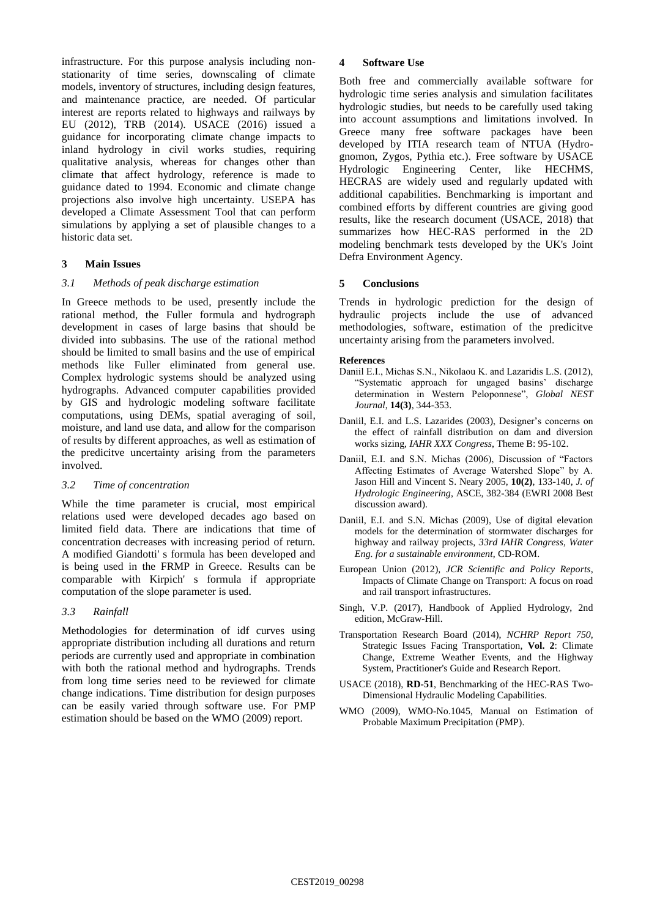infrastructure. For this purpose analysis including non-stationarity of time series, downscaling of climate models, inventory of structures, including design features, and maintenance practice, are needed. Of particular interest are reports related to highways and railways by EU (2012), TRB (2014). USACE (2016) issued a guidance for incorporating climate change impacts to inland hydrology in civil works studies, requiring qualitative analysis, whereas for changes other than climate that affect hydrology, reference is made to guidance dated to 1994. Economic and climate change projections also involve high uncertainty. USEPA has developed a Climate Assessment Tool that can perform simulations by applying a set of plausible changes to a historic data set.

## 3 Main Issues

### *3.1 Methods of peak discharge estimation*

In Greece methods to be used, presently include the rational method, the Fuller formula and hydrograph development in cases of large basins that should be divided into subbasins. The use of the rational method should be limited to small basins and the use of empirical methods like Fuller eliminated from general use. Complex hydrologic systems should be analyzed using hydrographs. Advanced computer capabilities provided by GIS and hydrologic modeling software facilitate computations, using DEMs, spatial averaging of soil, moisture, and land use data, and allow for the comparison of results by different approaches, as well as estimation of the predicitve uncertainty arising from the parameters involved.

### *3.2 Time of concentration*

While the time parameter is crucial, most empirical relations used were developed decades ago based on limited field data. There are indications that time of concentration decreases with increasing period of return. A modified Giandotti' s formula has been developed and is being used in the FRMP in Greece. Results can be comparable with Kirpich' s formula if appropriate computation of the slope parameter is used.

### *3.3 Rainfall*

Methodologies for determination of idf curves using appropriate distribution including all durations and return periods are currently used and appropriate in combination with both the rational method and hydrographs. Trends from long time series need to be reviewed for climate change indications. Time distribution for design purposes can be easily varied through software use. For PMP estimation should be based on the WMO (2009) report.

## 4 Software Use

Both free and commercially available software for hydrologic time series analysis and simulation facilitates hydrologic studies, but needs to be carefully used taking into account assumptions and limitations involved. In Greece many free software packages have been developed by ITIA research team of NTUA (Hydrognomon, Zygos, Pythia etc.). Free software by USACE Hydrologic Engineering Center, like HECHMS, HECRAS are widely used and regularly updated with additional capabilities. Benchmarking is important and combined efforts by different countries are giving good results, like the research document (USACE, 2018) that summarizes how HEC-RAS performed in the 2D modeling benchmark tests developed by the UK's Joint Defra Environment Agency.

## 5 Conclusions

Trends in hydrologic prediction for the design of hydraulic projects include the use of advanced methodologies, software, estimation of the predicitve uncertainty arising from the parameters involved.

### References

Daniil E.I., Michas S.N., Nikolaou K. and Lazaridis L.S. (2012), "Systematic approach for ungaged basins' discharge determination in Western Peloponnese", *Global NEST Journal*, **14(3)**, 344-353.

Daniil, E.I. and L.S. Lazarides (2003), Designer's concerns on the effect of rainfall distribution on dam and diversion works sizing, *IAHR XXX Congress*, Theme B: 95-102.

Daniil, E.I. and S.N. Michas (2006), Discussion of "Factors Affecting Estimates of Average Watershed Slope" by A. Jason Hill and Vincent S. Neary 2005, **10(2)**, 133-140, *J. of Hydrologic Engineering*, ASCE, 382-384 (EWRI 2008 Best discussion award).

Daniil, E.I. and S.N. Michas (2009), Use of digital elevation models for the determination of stormwater discharges for highway and railway projects, *33rd IAHR Congress, Water Eng. for a sustainable environment*, CD-ROM.

European Union (2012), *JCR Scientific and Policy Reports*, Impacts of Climate Change on Transport: A focus on road and rail transport infrastructures.

Singh, V.P. (2017), Handbook of Applied Hydrology, 2nd edition, McGraw-Hill.

Transportation Research Board (2014), *NCHRP Report 750*, Strategic Issues Facing Transportation, **Vol. 2**: Climate Change, Extreme Weather Events, and the Highway System, Practitioner's Guide and Research Report.

USACE (2018), **RD-51**, Benchmarking of the HEC-RAS Two-Dimensional Hydraulic Modeling Capabilities.

WMO (2009), WMO-No.1045, Manual on Estimation of Probable Maximum Precipitation (PMP).